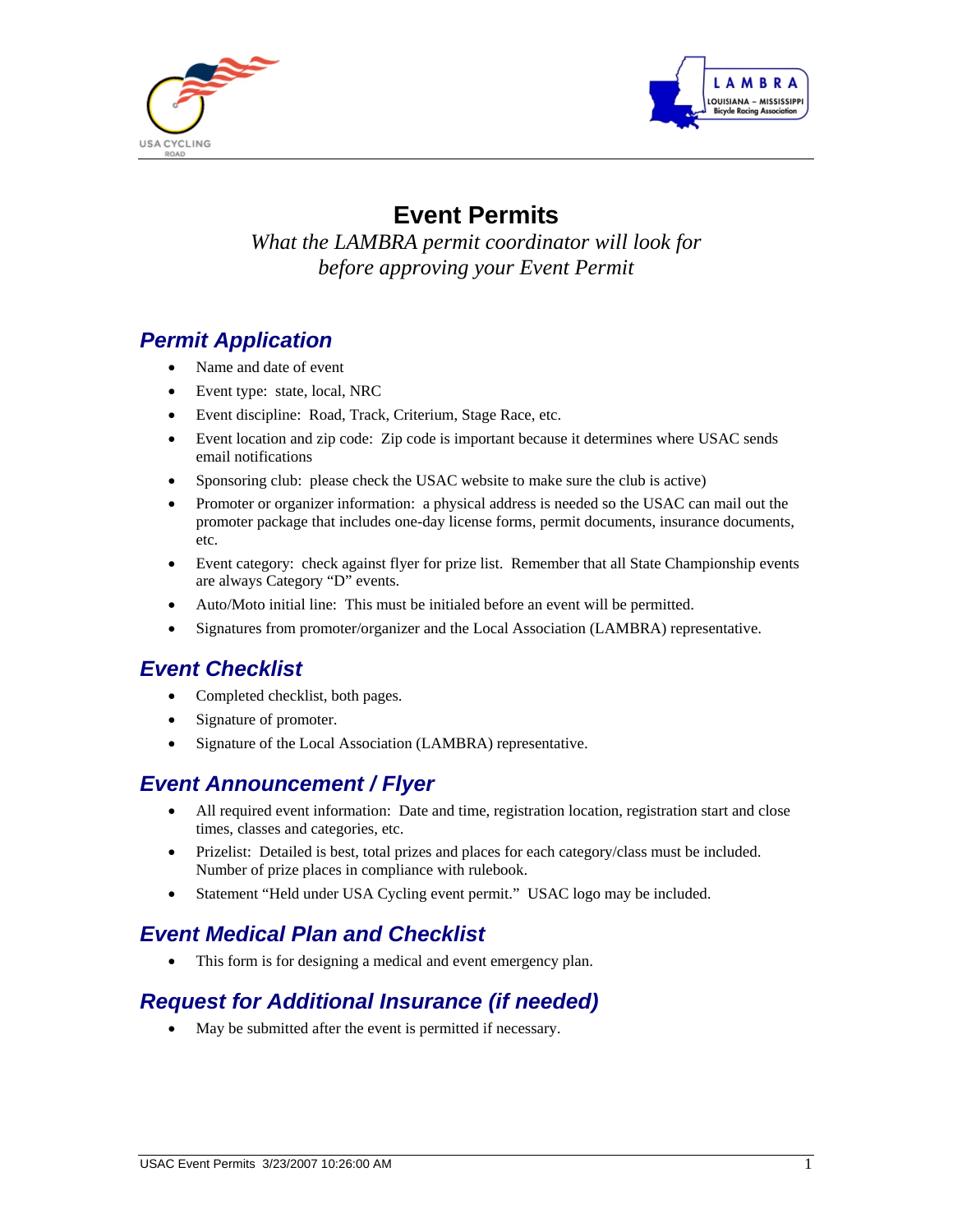# Event Permits

*What the LAMBRA permit coordinator will look for before approving your Event Permit*

## Permit Application

- Name and date of event
- Event type: state, local, NRC
- Event discipline: Road, Track, Criterium, Stage Race, etc.
- Event location and zip code: Zip code is important because it determines where USAC sends email notifications
- Sponsoring club: please check the USAC website to make sure the club is active)
- Promoter or organizer information: a physical address is needed so the USAC can mail out the promoter package that includes one-day license forms, permit documents, insurance documents, etc.
- Event category: check against flyer for prize list. Remember that all State Championship events are always Category "D" events.
- Auto/Moto initial line: This must be initialed before an event will be permitted.
- Signatures from promoter/organizer and the Local Association (LAMBRA) representative.

## Event Checklist

- Completed checklist, both pages.
- Signature of promoter.
- Signature of the Local Association (LAMBRA) representative.

## Event Announcement / Flyer

- All required event information: Date and time, registration location, registration start and close times, classes and categories, etc.
- Prizelist: Detailed is best, total prizes and places for each category/class must be included. Number of prize places in compliance with rulebook.
- Statement "Held under USA Cycling event permit." USAC logo may be included.

## Event Medical Plan and Checklist

- This form is for designing a medical and event emergency plan.

## Request for Additional Insurance (if needed)

- May be submitted after the event is permitted if necessary.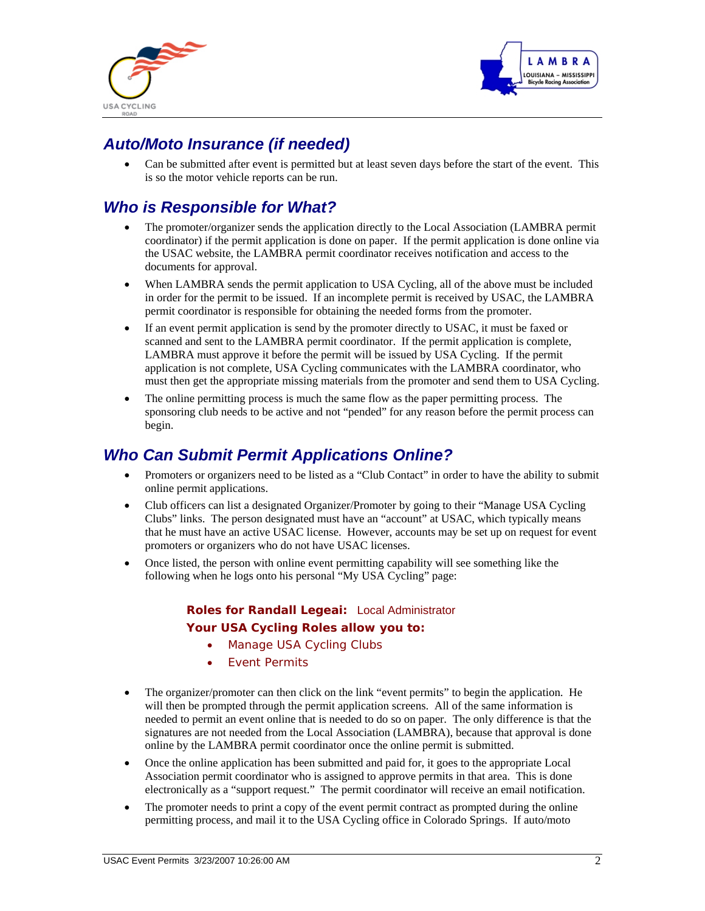## Auto/Moto Insurance (if needed)

- Can be submitted after event is permitted but at least seven days before the start of the event. This is so the motor vehicle reports can be run.

## Who is Responsible for What?

- The promoter/organizer sends the application directly to the Local Association (LAMBRA permit coordinator) if the permit application is done on paper. If the permit application is done online via the USAC website, the LAMBRA permit coordinator receives notification and access to the documents for approval.
- When LAMBRA sends the permit application to USA Cycling, all of the above must be included in order for the permit to be issued. If an incomplete permit is received by USAC, the LAMBRA permit coordinator is responsible for obtaining the needed forms from the promoter.
- If an event permit application is send by the promoter directly to USAC, it must be faxed or scanned and sent to the LAMBRA permit coordinator. If the permit application is complete, LAMBRA must approve it before the permit will be issued by USA Cycling. If the permit application is not complete, USA Cycling communicates with the LAMBRA coordinator, who must then get the appropriate missing materials from the promoter and send them to USA Cycling.
- The online permitting process is much the same flow as the paper permitting process. The sponsoring club needs to be active and not "pended" for any reason before the permit process can begin.

## Who Can Submit Permit Applications Online?

- Promoters or organizers need to be listed as a "Club Contact" in order to have the ability to submit online permit applications.
- Club officers can list a designated Organizer/Promoter by going to their "Manage USA Cycling Clubs" links. The person designated must have an "account" at USAC, which typically means that he must have an active USAC license. However, accounts may be set up on request for event promoters or organizers who do not have USAC licenses.
- Once listed, the person with online event permitting capability will see something like the following when he logs onto his personal "My USA Cycling" page:

> **Roles for Randall Legeai:** Local Administrator
>
> **Your USA Cycling Roles allow you to:**
>
> - Manage USA Cycling Clubs
> - Event Permits

- The organizer/promoter can then click on the link "event permits" to begin the application. He will then be prompted through the permit application screens. All of the same information is needed to permit an event online that is needed to do so on paper. The only difference is that the signatures are not needed from the Local Association (LAMBRA), because that approval is done online by the LAMBRA permit coordinator once the online permit is submitted.
- Once the online application has been submitted and paid for, it goes to the appropriate Local Association permit coordinator who is assigned to approve permits in that area. This is done electronically as a "support request." The permit coordinator will receive an email notification.
- The promoter needs to print a copy of the event permit contract as prompted during the online permitting process, and mail it to the USA Cycling office in Colorado Springs. If auto/moto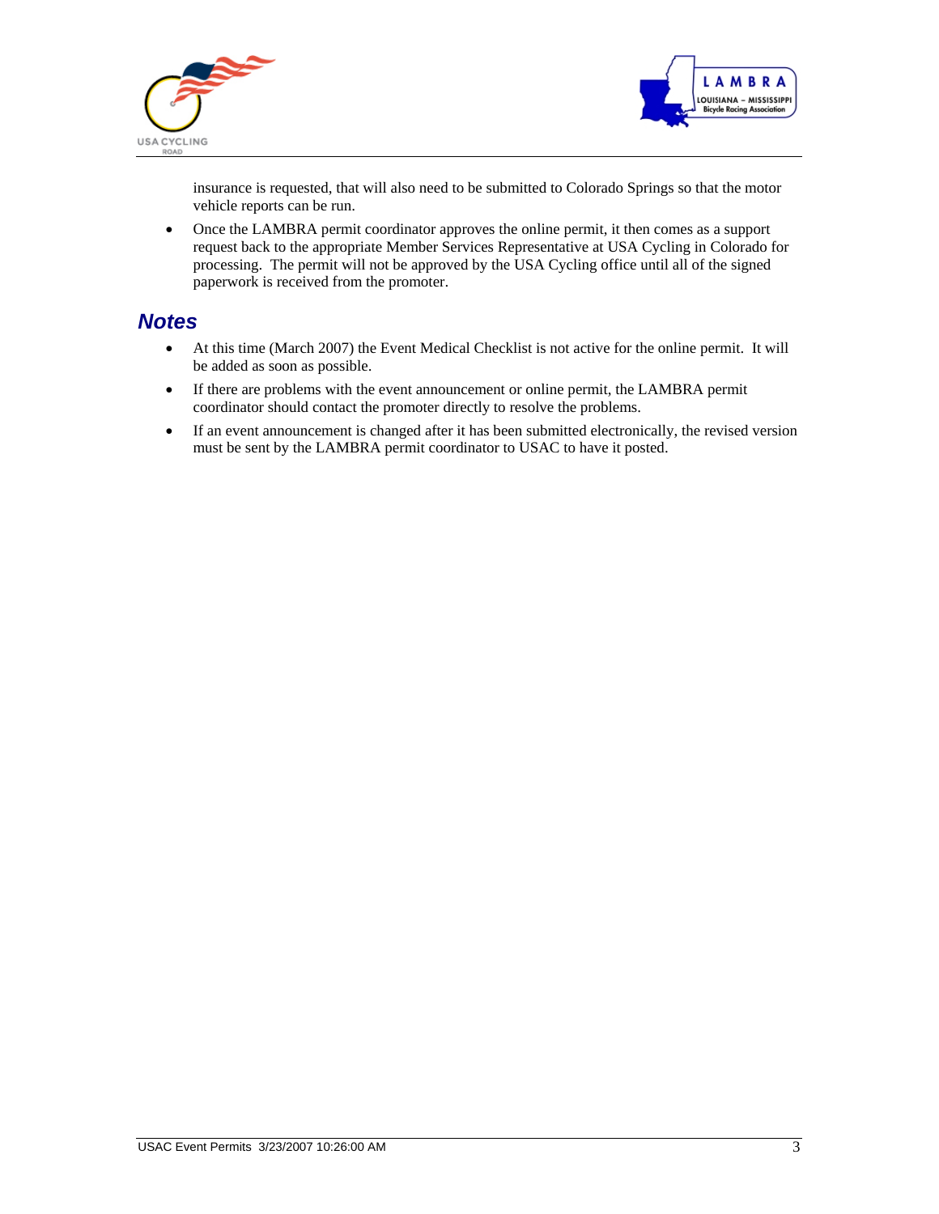insurance is requested, that will also need to be submitted to Colorado Springs so that the motor vehicle reports can be run.

- Once the LAMBRA permit coordinator approves the online permit, it then comes as a support request back to the appropriate Member Services Representative at USA Cycling in Colorado for processing. The permit will not be approved by the USA Cycling office until all of the signed paperwork is received from the promoter.

## Notes

- At this time (March 2007) the Event Medical Checklist is not active for the online permit. It will be added as soon as possible.
- If there are problems with the event announcement or online permit, the LAMBRA permit coordinator should contact the promoter directly to resolve the problems.
- If an event announcement is changed after it has been submitted electronically, the revised version must be sent by the LAMBRA permit coordinator to USAC to have it posted.